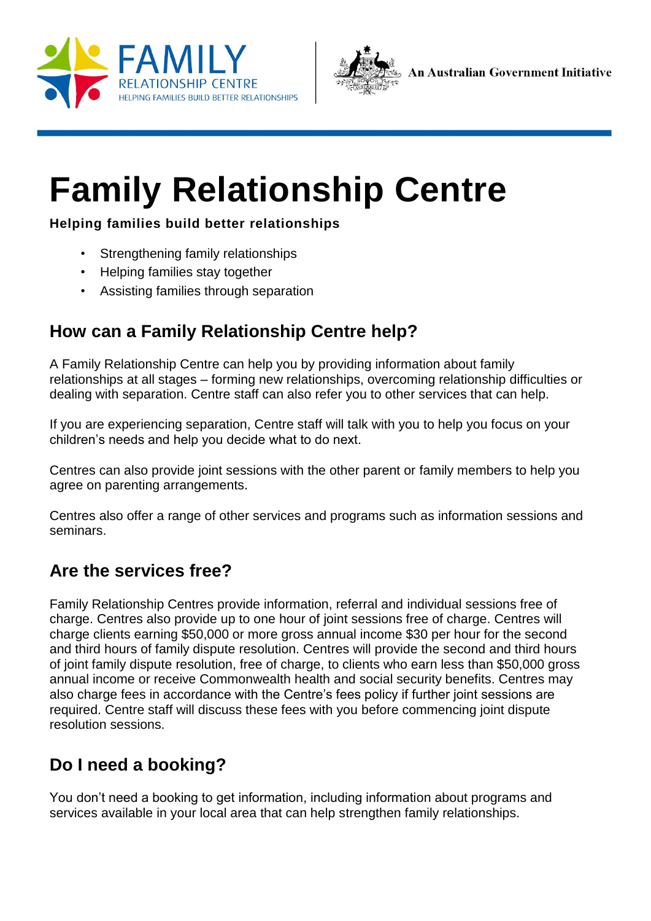FAMILY RELATIONSHIP CENTRE
HELPING FAMILIES BUILD BETTER RELATIONSHIPS

An Australian Government Initiative

# Family Relationship Centre

**Helping families build better relationships**

- Strengthening family relationships
- Helping families stay together
- Assisting families through separation

## How can a Family Relationship Centre help?

A Family Relationship Centre can help you by providing information about family relationships at all stages – forming new relationships, overcoming relationship difficulties or dealing with separation. Centre staff can also refer you to other services that can help.

If you are experiencing separation, Centre staff will talk with you to help you focus on your children's needs and help you decide what to do next.

Centres can also provide joint sessions with the other parent or family members to help you agree on parenting arrangements.

Centres also offer a range of other services and programs such as information sessions and seminars.

## Are the services free?

Family Relationship Centres provide information, referral and individual sessions free of charge. Centres also provide up to one hour of joint sessions free of charge. Centres will charge clients earning $50,000 or more gross annual income $30 per hour for the second and third hours of family dispute resolution. Centres will provide the second and third hours of joint family dispute resolution, free of charge, to clients who earn less than $50,000 gross annual income or receive Commonwealth health and social security benefits. Centres may also charge fees in accordance with the Centre's fees policy if further joint sessions are required. Centre staff will discuss these fees with you before commencing joint dispute resolution sessions.

## Do I need a booking?

You don't need a booking to get information, including information about programs and services available in your local area that can help strengthen family relationships.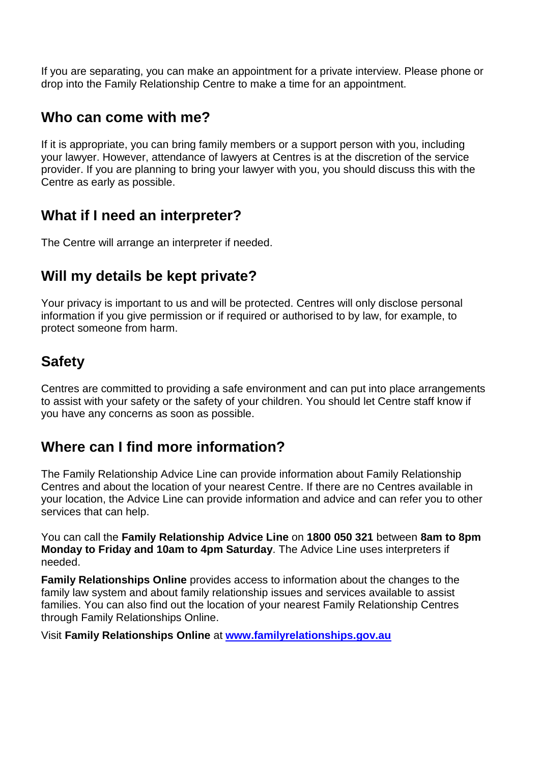If you are separating, you can make an appointment for a private interview. Please phone or drop into the Family Relationship Centre to make a time for an appointment.

## Who can come with me?

If it is appropriate, you can bring family members or a support person with you, including your lawyer. However, attendance of lawyers at Centres is at the discretion of the service provider. If you are planning to bring your lawyer with you, you should discuss this with the Centre as early as possible.

## What if I need an interpreter?

The Centre will arrange an interpreter if needed.

## Will my details be kept private?

Your privacy is important to us and will be protected. Centres will only disclose personal information if you give permission or if required or authorised to by law, for example, to protect someone from harm.

## Safety

Centres are committed to providing a safe environment and can put into place arrangements to assist with your safety or the safety of your children. You should let Centre staff know if you have any concerns as soon as possible.

## Where can I find more information?

The Family Relationship Advice Line can provide information about Family Relationship Centres and about the location of your nearest Centre. If there are no Centres available in your location, the Advice Line can provide information and advice and can refer you to other services that can help.

You can call the **Family Relationship Advice Line** on **1800 050 321** between **8am to 8pm Monday to Friday and 10am to 4pm Saturday**. The Advice Line uses interpreters if needed.

**Family Relationships Online** provides access to information about the changes to the family law system and about family relationship issues and services available to assist families. You can also find out the location of your nearest Family Relationship Centres through Family Relationships Online.

Visit **Family Relationships Online** at **[www.familyrelationships.gov.au](http://www.familyrelationships.gov.au)**